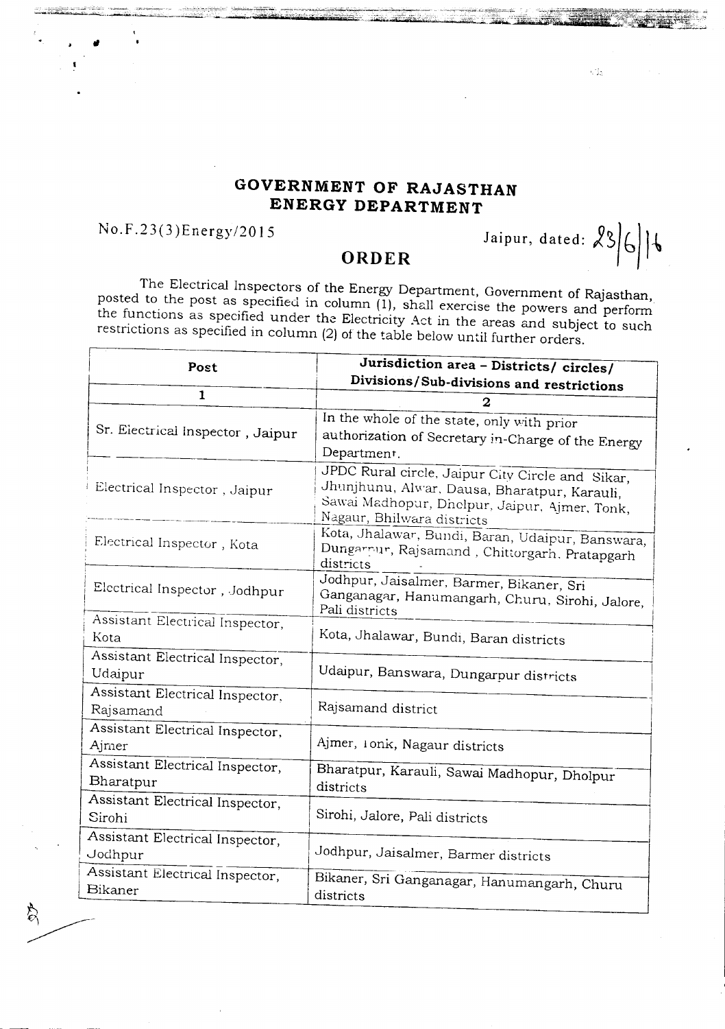# GOVERNMENT OF RAJASTHAN
# ENERGY DEPARTMENT

No.F.23(3)Energy/2015 Jaipur, dated: 23/6/16

## ORDER

The Electrical Inspectors of the Energy Department, Government of Rajasthan, posted to the post as specified in column (1), shall exercise the powers and perform the functions as specified under the Electricity Act in the areas and subject to such restrictions as specified in column (2) of the table below until further orders.

| Post | Jurisdiction area – Districts/ circles/ Divisions/Sub-divisions and restrictions |
|---|---|
| 1 | 2 |
| Sr. Electrical Inspector , Jaipur | In the whole of the state, only with prior authorization of Secretary in-Charge of the Energy Department. |
| Electrical Inspector , Jaipur | JPDC Rural circle, Jaipur City Circle and Sikar, Jhunjhunu, Alwar, Dausa, Bharatpur, Karauli, Sawai Madhopur, Dholpur, Jaipur, Ajmer, Tonk, Nagaur, Bhilwara districts |
| Electrical Inspector , Kota | Kota, Jhalawar, Bundi, Baran, Udaipur, Banswara, Dungarpur, Rajsamand , Chittorgarh, Pratapgarh districts |
| Electrical Inspector , Jodhpur | Jodhpur, Jaisalmer, Barmer, Bikaner, Sri Ganganagar, Hanumangarh, Churu, Sirohi, Jalore, Pali districts |
| Assistant Electrical Inspector, Kota | Kota, Jhalawar, Bundi, Baran districts |
| Assistant Electrical Inspector, Udaipur | Udaipur, Banswara, Dungarpur districts |
| Assistant Electrical Inspector, Rajsamand | Rajsamand district |
| Assistant Electrical Inspector, Ajmer | Ajmer, Tonk, Nagaur districts |
| Assistant Electrical Inspector, Bharatpur | Bharatpur, Karauli, Sawai Madhopur, Dholpur districts |
| Assistant Electrical Inspector, Sirohi | Sirohi, Jalore, Pali districts |
| Assistant Electrical Inspector, Jodhpur | Jodhpur, Jaisalmer, Barmer districts |
| Assistant Electrical Inspector, Bikaner | Bikaner, Sri Ganganagar, Hanumangarh, Churu districts |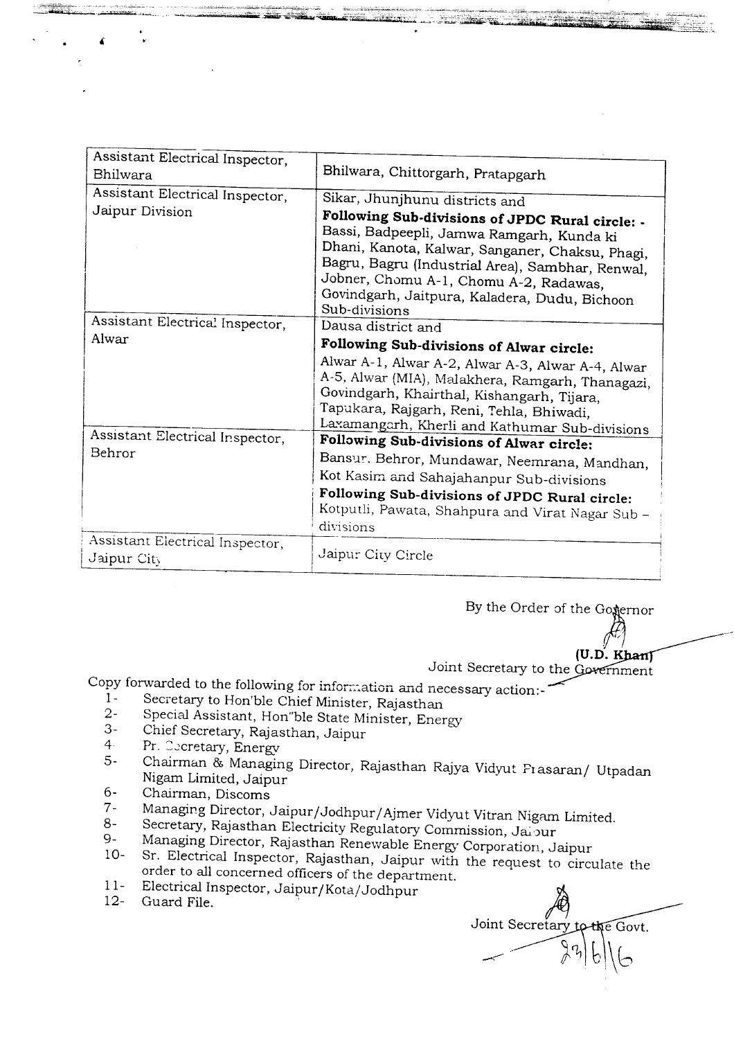| | |
|---|---|
| Assistant Electrical Inspector, Bhilwara | Bhilwara, Chittorgarh, Pratapgarh |
| Assistant Electrical Inspector, Jaipur Division | Sikar, Jhunjhunu districts and **Following Sub-divisions of JPDC Rural circle: -** Bassi, Badpeepli, Jamwa Ramgarh, Kunda ki Dhani, Kanota, Kalwar, Sanganer, Chaksu, Phagi, Bagru, Bagru (Industrial Area), Sambhar, Renwal, Jobner, Chomu A-1, Chomu A-2, Radawas, Govindgarh, Jaitpura, Kaladera, Dudu, Bichoon Sub-divisions |
| Assistant Electrical Inspector, Alwar | Dausa district and **Following Sub-divisions of Alwar circle:** Alwar A-1, Alwar A-2, Alwar A-3, Alwar A-4, Alwar A-5, Alwar (MIA), Malakhera, Ramgarh, Thanagazi, Govindgarh, Khairthal, Kishangarh, Tijara, Tapukara, Rajgarh, Reni, Tehla, Bhiwadi, Laxamangarh, Kherli and Kathumar Sub-divisions |
| Assistant Electrical Inspector, Behror | **Following Sub-divisions of Alwar circle:** Bansur, Behror, Mundawar, Neemrana, Mandhan, Kot Kasim and Sahajahanpur Sub-divisions **Following Sub-divisions of JPDC Rural circle:** Kotputli, Pawata, Shahpura and Virat Nagar Sub – divisions |
| Assistant Electrical Inspector, Jaipur City | Jaipur City Circle |

By the Order of the Governor

(U.D. Khan)
Joint Secretary to the Government

Copy forwarded to the following for information and necessary action:-

1- Secretary to Hon'ble Chief Minister, Rajasthan
2- Special Assistant, Hon"ble State Minister, Energy
3- Chief Secretary, Rajasthan, Jaipur
4- Pr. Secretary, Energy
5- Chairman & Managing Director, Rajasthan Rajya Vidyut Prasaran/ Utpadan Nigam Limited, Jaipur
6- Chairman, Discoms
7- Managing Director, Jaipur/Jodhpur/Ajmer Vidyut Vitran Nigam Limited.
8- Secretary, Rajasthan Electricity Regulatory Commission, Jaipur
9- Managing Director, Rajasthan Renewable Energy Corporation, Jaipur
10- Sr. Electrical Inspector, Rajasthan, Jaipur with the request to circulate the order to all concerned officers of the department.
11- Electrical Inspector, Jaipur/Kota/Jodhpur
12- Guard File.

Joint Secretary to the Govt.

23/6/16